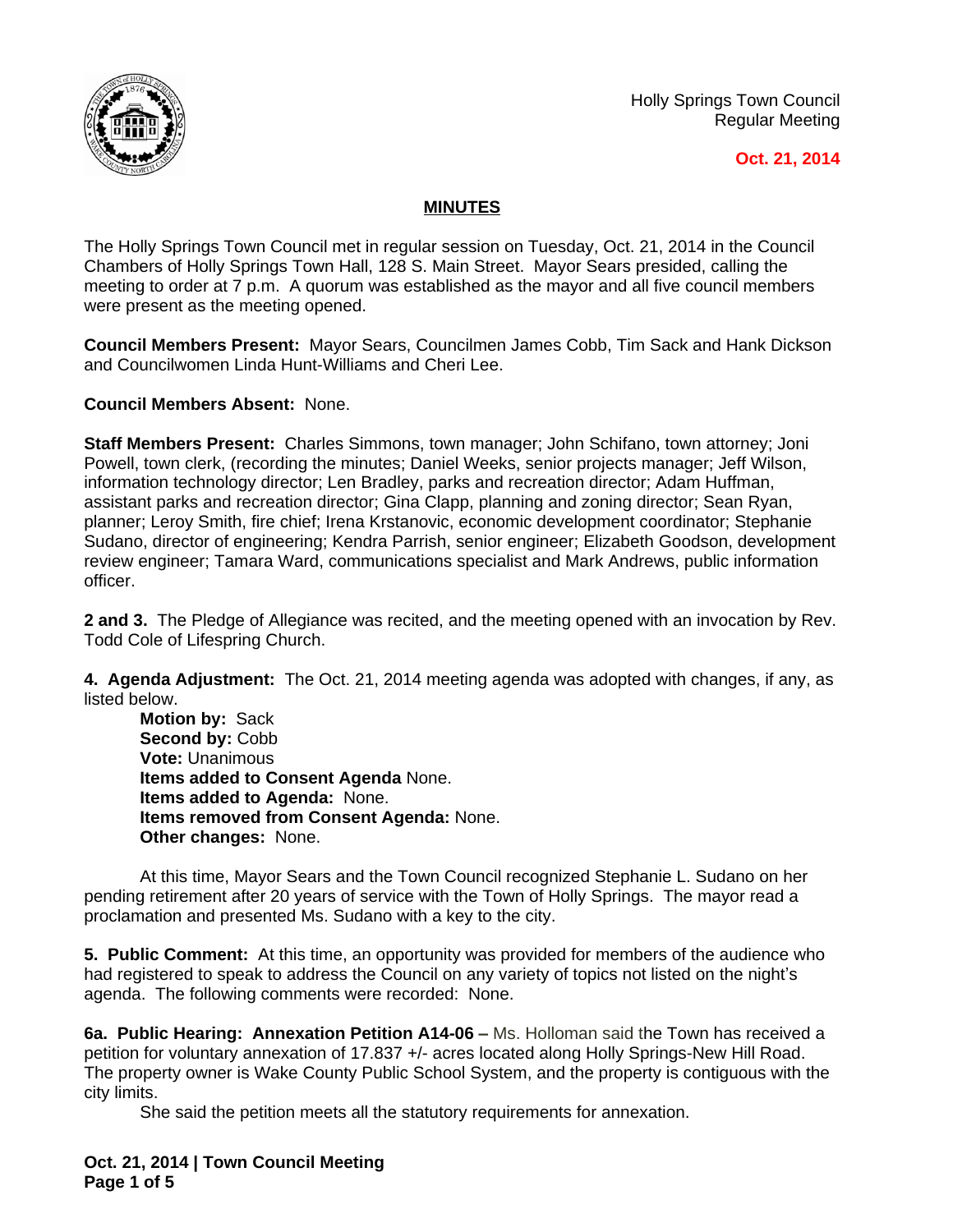Holly Springs Town Council
Regular Meeting

**Oct. 21, 2014**

## MINUTES

The Holly Springs Town Council met in regular session on Tuesday, Oct. 21, 2014 in the Council Chambers of Holly Springs Town Hall, 128 S. Main Street. Mayor Sears presided, calling the meeting to order at 7 p.m. A quorum was established as the mayor and all five council members were present as the meeting opened.

**Council Members Present:** Mayor Sears, Councilmen James Cobb, Tim Sack and Hank Dickson and Councilwomen Linda Hunt-Williams and Cheri Lee.

**Council Members Absent:** None.

**Staff Members Present:** Charles Simmons, town manager; John Schifano, town attorney; Joni Powell, town clerk, (recording the minutes; Daniel Weeks, senior projects manager; Jeff Wilson, information technology director; Len Bradley, parks and recreation director; Adam Huffman, assistant parks and recreation director; Gina Clapp, planning and zoning director; Sean Ryan, planner; Leroy Smith, fire chief; Irena Krstanovic, economic development coordinator; Stephanie Sudano, director of engineering; Kendra Parrish, senior engineer; Elizabeth Goodson, development review engineer; Tamara Ward, communications specialist and Mark Andrews, public information officer.

**2 and 3.** The Pledge of Allegiance was recited, and the meeting opened with an invocation by Rev. Todd Cole of Lifespring Church.

**4. Agenda Adjustment:** The Oct. 21, 2014 meeting agenda was adopted with changes, if any, as listed below.

**Motion by:** Sack
**Second by:** Cobb
**Vote:** Unanimous
**Items added to Consent Agenda** None.
**Items added to Agenda:** None.
**Items removed from Consent Agenda:** None.
**Other changes:** None.

At this time, Mayor Sears and the Town Council recognized Stephanie L. Sudano on her pending retirement after 20 years of service with the Town of Holly Springs. The mayor read a proclamation and presented Ms. Sudano with a key to the city.

**5. Public Comment:** At this time, an opportunity was provided for members of the audience who had registered to speak to address the Council on any variety of topics not listed on the night's agenda. The following comments were recorded: None.

**6a. Public Hearing: Annexation Petition A14-06 –** Ms. Holloman said the Town has received a petition for voluntary annexation of 17.837 +/- acres located along Holly Springs-New Hill Road. The property owner is Wake County Public School System, and the property is contiguous with the city limits.

She said the petition meets all the statutory requirements for annexation.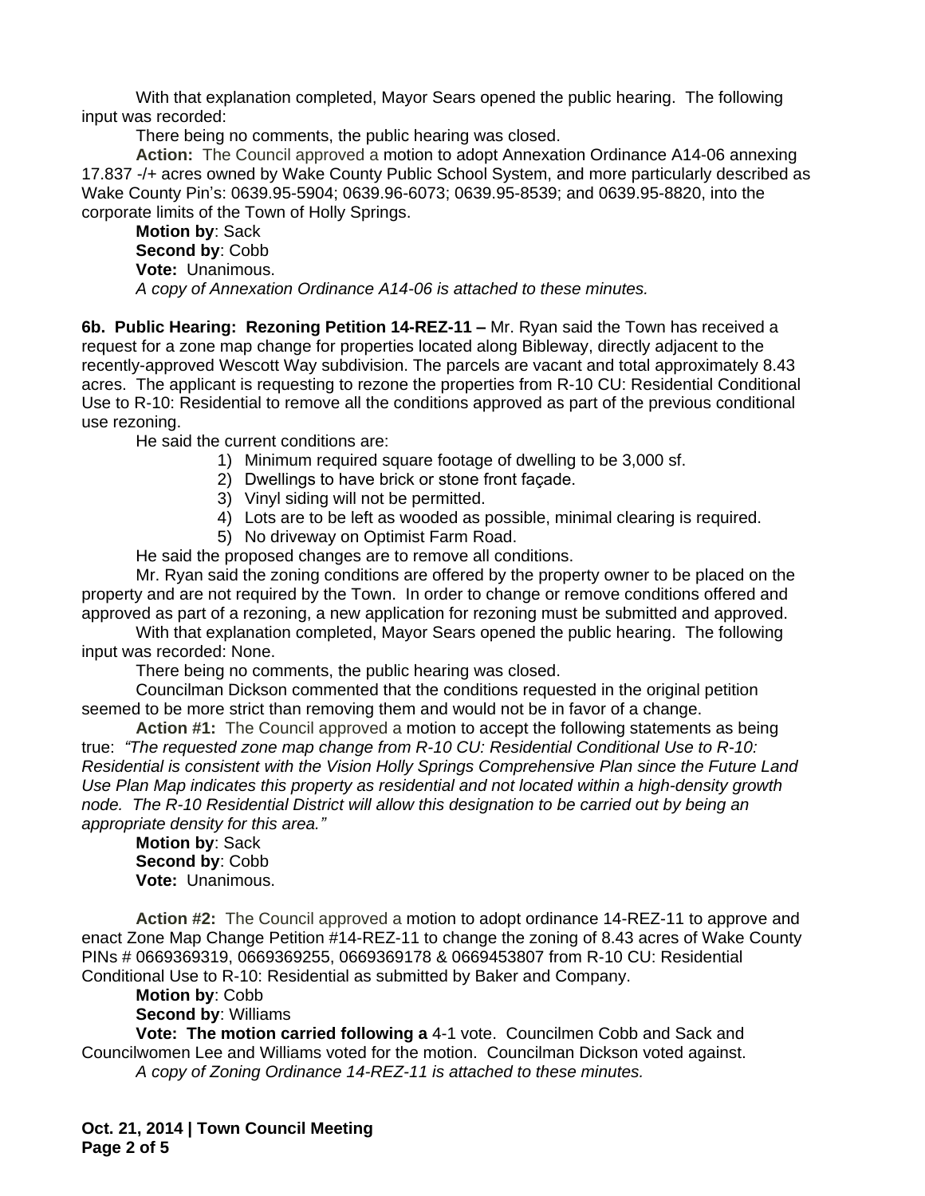With that explanation completed, Mayor Sears opened the public hearing. The following input was recorded:

There being no comments, the public hearing was closed.

**Action:** The Council approved a motion to adopt Annexation Ordinance A14-06 annexing 17.837 -/+ acres owned by Wake County Public School System, and more particularly described as Wake County Pin's: 0639.95-5904; 0639.96-6073; 0639.95-8539; and 0639.95-8820, into the corporate limits of the Town of Holly Springs.

**Motion by**: Sack
**Second by**: Cobb
**Vote:** Unanimous.
*A copy of Annexation Ordinance A14-06 is attached to these minutes.*

**6b. Public Hearing: Rezoning Petition 14-REZ-11 –** Mr. Ryan said the Town has received a request for a zone map change for properties located along Bibleway, directly adjacent to the recently-approved Wescott Way subdivision. The parcels are vacant and total approximately 8.43 acres. The applicant is requesting to rezone the properties from R-10 CU: Residential Conditional Use to R-10: Residential to remove all the conditions approved as part of the previous conditional use rezoning.

He said the current conditions are:

1) Minimum required square footage of dwelling to be 3,000 sf.
2) Dwellings to have brick or stone front façade.
3) Vinyl siding will not be permitted.
4) Lots are to be left as wooded as possible, minimal clearing is required.
5) No driveway on Optimist Farm Road.

He said the proposed changes are to remove all conditions.

Mr. Ryan said the zoning conditions are offered by the property owner to be placed on the property and are not required by the Town. In order to change or remove conditions offered and approved as part of a rezoning, a new application for rezoning must be submitted and approved.

With that explanation completed, Mayor Sears opened the public hearing. The following input was recorded: None.

There being no comments, the public hearing was closed.

Councilman Dickson commented that the conditions requested in the original petition seemed to be more strict than removing them and would not be in favor of a change.

**Action #1:** The Council approved a motion to accept the following statements as being true: *"The requested zone map change from R-10 CU: Residential Conditional Use to R-10: Residential is consistent with the Vision Holly Springs Comprehensive Plan since the Future Land Use Plan Map indicates this property as residential and not located within a high-density growth node. The R-10 Residential District will allow this designation to be carried out by being an appropriate density for this area."*

**Motion by**: Sack
**Second by**: Cobb
**Vote:** Unanimous.

**Action #2:** The Council approved a motion to adopt ordinance 14-REZ-11 to approve and enact Zone Map Change Petition #14-REZ-11 to change the zoning of 8.43 acres of Wake County PINs # 0669369319, 0669369255, 0669369178 & 0669453807 from R-10 CU: Residential Conditional Use to R-10: Residential as submitted by Baker and Company.

**Motion by**: Cobb
**Second by**: Williams
**Vote: The motion carried following a** 4-1 vote. Councilmen Cobb and Sack and Councilwomen Lee and Williams voted for the motion. Councilman Dickson voted against.
*A copy of Zoning Ordinance 14-REZ-11 is attached to these minutes.*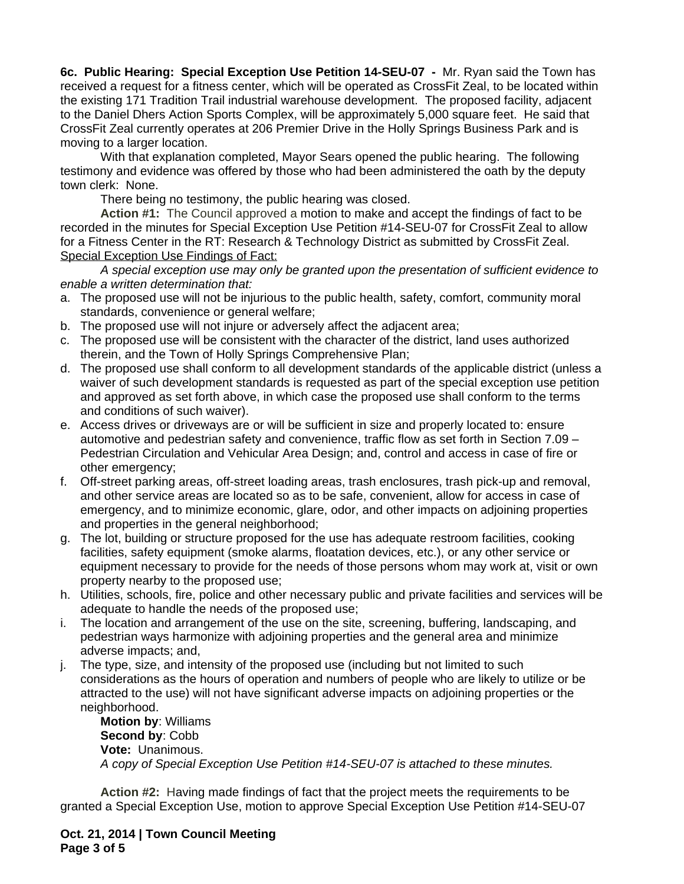**6c. Public Hearing: Special Exception Use Petition 14-SEU-07 -** Mr. Ryan said the Town has received a request for a fitness center, which will be operated as CrossFit Zeal, to be located within the existing 171 Tradition Trail industrial warehouse development. The proposed facility, adjacent to the Daniel Dhers Action Sports Complex, will be approximately 5,000 square feet. He said that CrossFit Zeal currently operates at 206 Premier Drive in the Holly Springs Business Park and is moving to a larger location.

With that explanation completed, Mayor Sears opened the public hearing. The following testimony and evidence was offered by those who had been administered the oath by the deputy town clerk: None.

There being no testimony, the public hearing was closed.

**Action #1:** The Council approved a motion to make and accept the findings of fact to be recorded in the minutes for Special Exception Use Petition #14-SEU-07 for CrossFit Zeal to allow for a Fitness Center in the RT: Research & Technology District as submitted by CrossFit Zeal.

Special Exception Use Findings of Fact:

*A special exception use may only be granted upon the presentation of sufficient evidence to enable a written determination that:*

a. The proposed use will not be injurious to the public health, safety, comfort, community moral standards, convenience or general welfare;
b. The proposed use will not injure or adversely affect the adjacent area;
c. The proposed use will be consistent with the character of the district, land uses authorized therein, and the Town of Holly Springs Comprehensive Plan;
d. The proposed use shall conform to all development standards of the applicable district (unless a waiver of such development standards is requested as part of the special exception use petition and approved as set forth above, in which case the proposed use shall conform to the terms and conditions of such waiver).
e. Access drives or driveways are or will be sufficient in size and properly located to: ensure automotive and pedestrian safety and convenience, traffic flow as set forth in Section 7.09 – Pedestrian Circulation and Vehicular Area Design; and, control and access in case of fire or other emergency;
f. Off-street parking areas, off-street loading areas, trash enclosures, trash pick-up and removal, and other service areas are located so as to be safe, convenient, allow for access in case of emergency, and to minimize economic, glare, odor, and other impacts on adjoining properties and properties in the general neighborhood;
g. The lot, building or structure proposed for the use has adequate restroom facilities, cooking facilities, safety equipment (smoke alarms, floatation devices, etc.), or any other service or equipment necessary to provide for the needs of those persons whom may work at, visit or own property nearby to the proposed use;
h. Utilities, schools, fire, police and other necessary public and private facilities and services will be adequate to handle the needs of the proposed use;
i. The location and arrangement of the use on the site, screening, buffering, landscaping, and pedestrian ways harmonize with adjoining properties and the general area and minimize adverse impacts; and,
j. The type, size, and intensity of the proposed use (including but not limited to such considerations as the hours of operation and numbers of people who are likely to utilize or be attracted to the use) will not have significant adverse impacts on adjoining properties or the neighborhood.

**Motion by**: Williams
**Second by**: Cobb
**Vote:** Unanimous.
*A copy of Special Exception Use Petition #14-SEU-07 is attached to these minutes.*

**Action #2:** Having made findings of fact that the project meets the requirements to be granted a Special Exception Use, motion to approve Special Exception Use Petition #14-SEU-07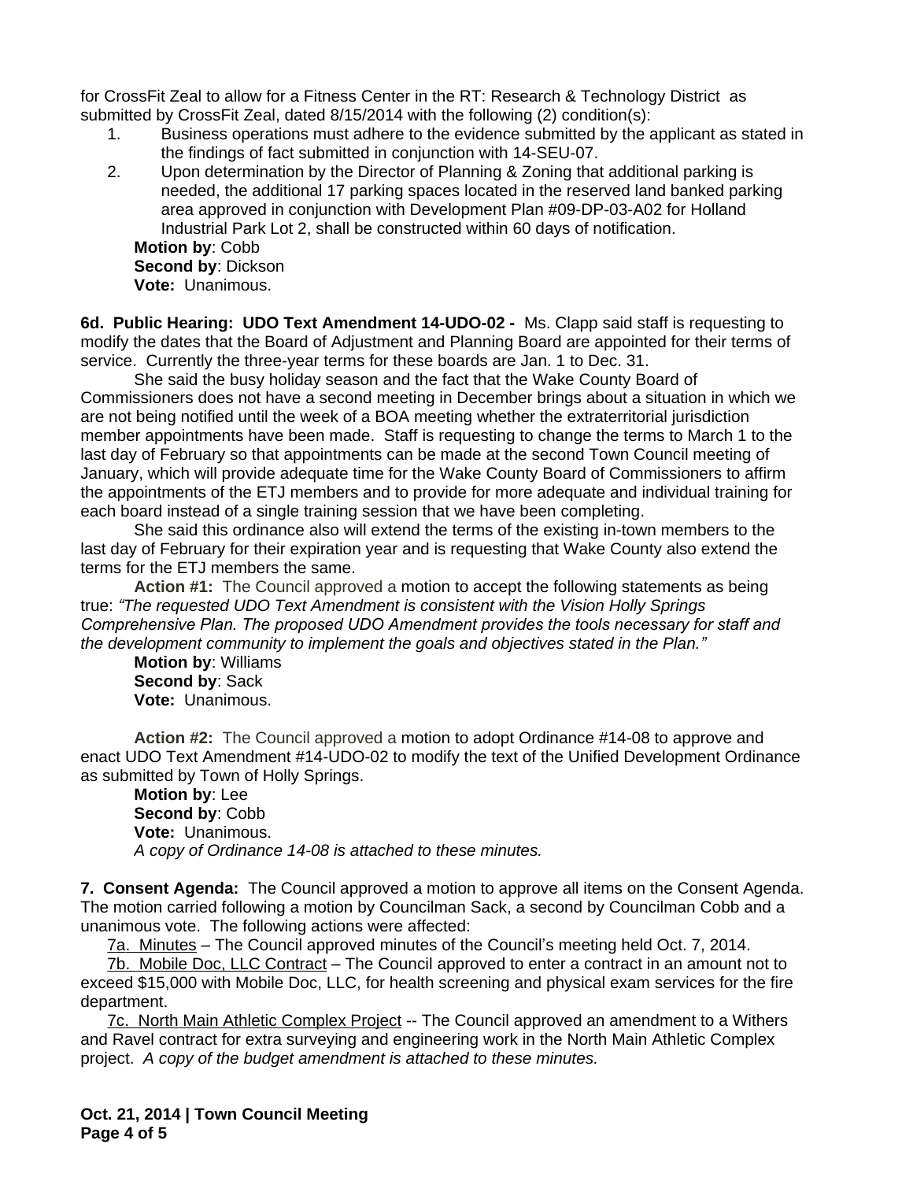for CrossFit Zeal to allow for a Fitness Center in the RT: Research & Technology District as submitted by CrossFit Zeal, dated 8/15/2014 with the following (2) condition(s):

1. Business operations must adhere to the evidence submitted by the applicant as stated in the findings of fact submitted in conjunction with 14-SEU-07.
2. Upon determination by the Director of Planning & Zoning that additional parking is needed, the additional 17 parking spaces located in the reserved land banked parking area approved in conjunction with Development Plan #09-DP-03-A02 for Holland Industrial Park Lot 2, shall be constructed within 60 days of notification.

**Motion by**: Cobb
**Second by**: Dickson
**Vote:** Unanimous.

**6d. Public Hearing: UDO Text Amendment 14-UDO-02 -** Ms. Clapp said staff is requesting to modify the dates that the Board of Adjustment and Planning Board are appointed for their terms of service. Currently the three-year terms for these boards are Jan. 1 to Dec. 31.

She said the busy holiday season and the fact that the Wake County Board of Commissioners does not have a second meeting in December brings about a situation in which we are not being notified until the week of a BOA meeting whether the extraterritorial jurisdiction member appointments have been made. Staff is requesting to change the terms to March 1 to the last day of February so that appointments can be made at the second Town Council meeting of January, which will provide adequate time for the Wake County Board of Commissioners to affirm the appointments of the ETJ members and to provide for more adequate and individual training for each board instead of a single training session that we have been completing.

She said this ordinance also will extend the terms of the existing in-town members to the last day of February for their expiration year and is requesting that Wake County also extend the terms for the ETJ members the same.

**Action #1:** The Council approved a motion to accept the following statements as being true: *"The requested UDO Text Amendment is consistent with the Vision Holly Springs Comprehensive Plan. The proposed UDO Amendment provides the tools necessary for staff and the development community to implement the goals and objectives stated in the Plan."*

**Motion by**: Williams
**Second by**: Sack
**Vote:** Unanimous.

**Action #2:** The Council approved a motion to adopt Ordinance #14-08 to approve and enact UDO Text Amendment #14-UDO-02 to modify the text of the Unified Development Ordinance as submitted by Town of Holly Springs.

**Motion by**: Lee
**Second by**: Cobb
**Vote:** Unanimous.
*A copy of Ordinance 14-08 is attached to these minutes.*

**7. Consent Agenda:** The Council approved a motion to approve all items on the Consent Agenda. The motion carried following a motion by Councilman Sack, a second by Councilman Cobb and a unanimous vote. The following actions were affected:

7a. Minutes – The Council approved minutes of the Council's meeting held Oct. 7, 2014.

7b. Mobile Doc, LLC Contract – The Council approved to enter a contract in an amount not to exceed $15,000 with Mobile Doc, LLC, for health screening and physical exam services for the fire department.

7c. North Main Athletic Complex Project -- The Council approved an amendment to a Withers and Ravel contract for extra surveying and engineering work in the North Main Athletic Complex project. *A copy of the budget amendment is attached to these minutes.*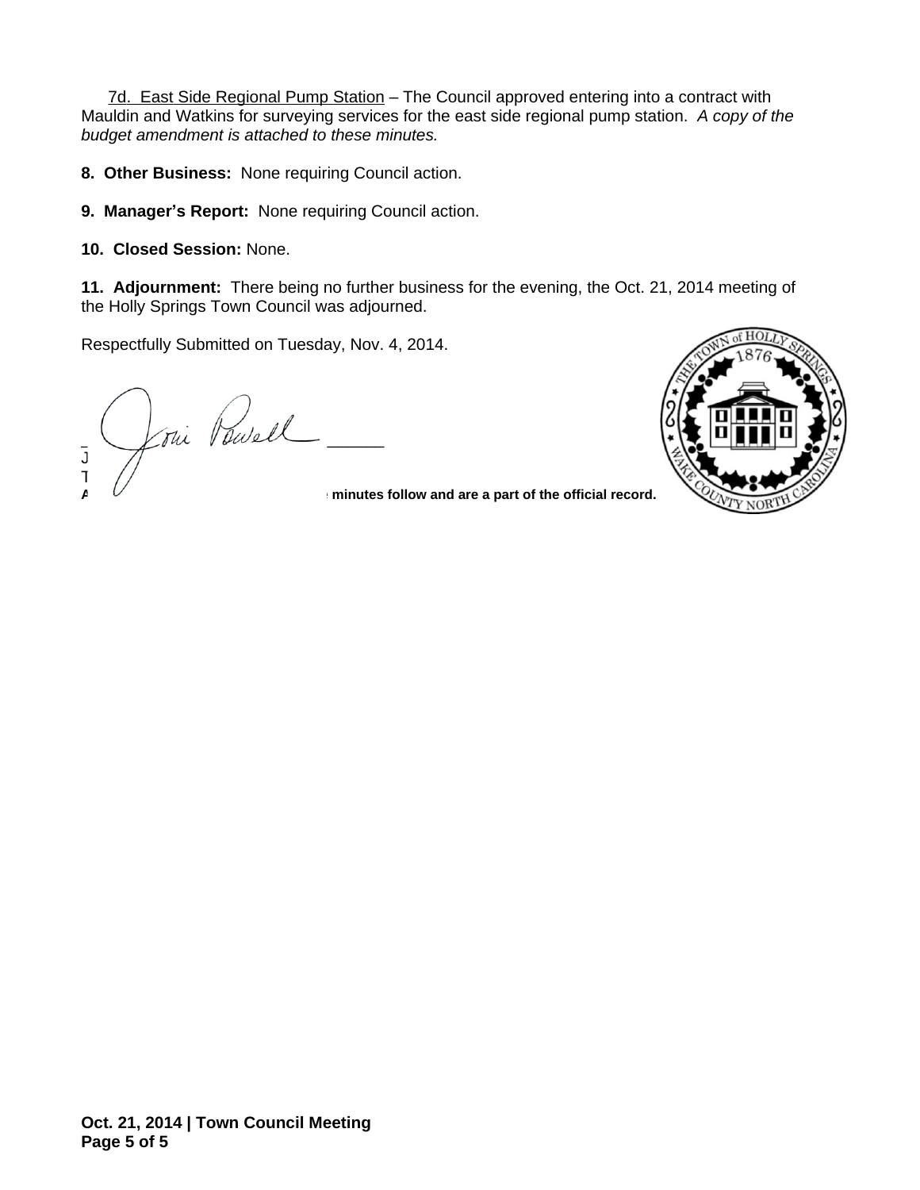7d. East Side Regional Pump Station – The Council approved entering into a contract with Mauldin and Watkins for surveying services for the east side regional pump station. *A copy of the budget amendment is attached to these minutes.*

**8. Other Business:** None requiring Council action.

**9. Manager's Report:** None requiring Council action.

**10. Closed Session:** None.

**11. Adjournment:** There being no further business for the evening, the Oct. 21, 2014 meeting of the Holly Springs Town Council was adjourned.

Respectfully Submitted on Tuesday, Nov. 4, 2014.

Joni Powell

J

T

**A ... minutes follow and are a part of the official record.**